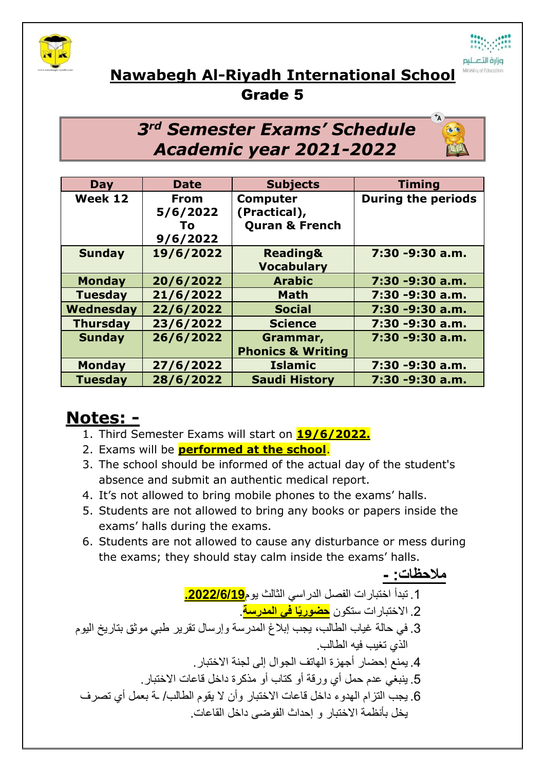# Nawabegh Al-Riyadh International School

## Grade 5

## *3rd Semester Exams' Schedule Academic year 2021-2022*

| Day | Date | Subjects | Timing |
|---|---|---|---|
| Week 12 | From 5/6/2022 To 9/6/2022 | Computer (Practical), Quran & French | During the periods |
| Sunday | 19/6/2022 | Reading& Vocabulary | 7:30 -9:30 a.m. |
| Monday | 20/6/2022 | Arabic | 7:30 -9:30 a.m. |
| Tuesday | 21/6/2022 | Math | 7:30 -9:30 a.m. |
| Wednesday | 22/6/2022 | Social | 7:30 -9:30 a.m. |
| Thursday | 23/6/2022 | Science | 7:30 -9:30 a.m. |
| Sunday | 26/6/2022 | Grammar, Phonics & Writing | 7:30 -9:30 a.m. |
| Monday | 27/6/2022 | Islamic | 7:30 -9:30 a.m. |
| Tuesday | 28/6/2022 | Saudi History | 7:30 -9:30 a.m. |

## Notes: -

1. Third Semester Exams will start on **19/6/2022.**
2. Exams will be **performed at the school**.
3. The school should be informed of the actual day of the student's absence and submit an authentic medical report.
4. It's not allowed to bring mobile phones to the exams' halls.
5. Students are not allowed to bring any books or papers inside the exams' halls during the exams.
6. Students are not allowed to cause any disturbance or mess during the exams; they should stay calm inside the exams' halls.

## ملاحظات: -

1. تبدأ اختبارات الفصل الدراسي الثالث يوم **2022/6/19.**
2. الاختبارات ستكون **حضوريًا في المدرسة**.
3. في حالة غياب الطالب، يجب إبلاغ المدرسة وإرسال تقرير طبي موثق بتاريخ اليوم الذي تغيب فيه الطالب.
4. يمنع إحضار أجهزة الهاتف الجوال إلى لجنة الاختبار.
5. ينبغي عدم حمل أي ورقة أو كتاب أو مذكرة داخل قاعات الاختبار.
6. يجب التزام الهدوء داخل قاعات الاختبار وأن لا يقوم الطالب/ ـة بعمل أي تصرف يخل بأنظمة الاختبار و إحداث الفوضى داخل القاعات.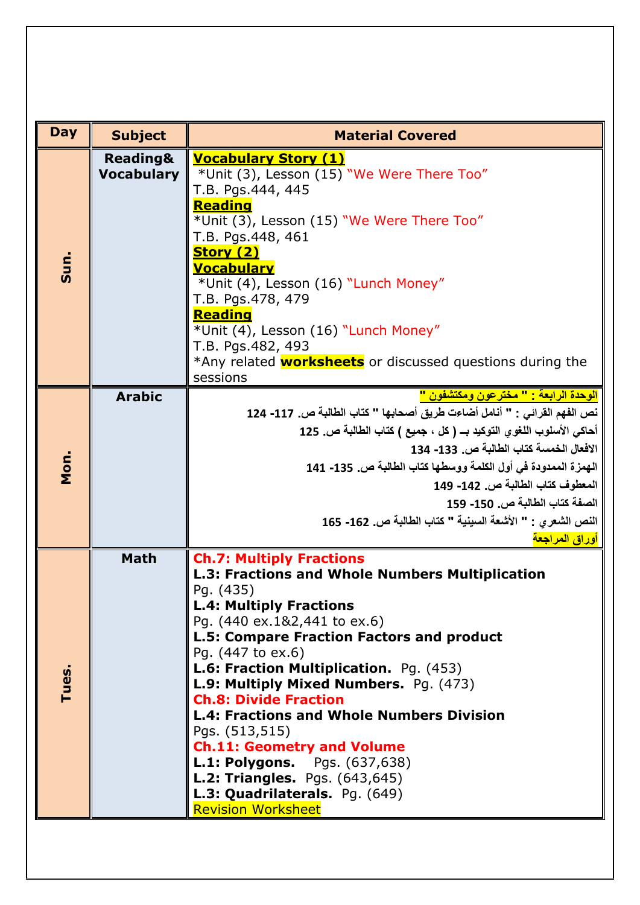| Day | Subject | Material Covered |
| --- | --- | --- |
| Sun. | Reading& Vocabulary | **Vocabulary Story (1)**<br>*Unit (3), Lesson (15) "We Were There Too"<br>T.B. Pgs.444, 445<br>**Reading**<br>*Unit (3), Lesson (15) "We Were There Too"<br>T.B. Pgs.448, 461<br>**Story (2)**<br>**Vocabulary**<br>*Unit (4), Lesson (16) "Lunch Money"<br>T.B. Pgs.478, 479<br>**Reading**<br>*Unit (4), Lesson (16) "Lunch Money"<br>T.B. Pgs.482, 493<br>*Any related **worksheets** or discussed questions during the sessions |
| Mon. | Arabic | **الوحدة الرابعة : " مخترعون ومكتشفون "**<br>**نص الفهم القرائي : " أنامل أضاءت طريق أصحابها " كتاب الطالبة ص. 117- 124**<br>**أحاكي الأسلوب اللغوي التوكيد بـ ( كل ، جميع ) كتاب الطالبة ص. 125**<br>**الافعال الخمسة كتاب الطالبة ص. 133- 134**<br>**الهمزة الممدودة في أول الكلمة ووسطها كتاب الطالبة ص. 135- 141**<br>**المعطوف كتاب الطالبة ص. 142- 149**<br>**الصفة كتاب الطالبة ص. 150- 159**<br>**النص الشعري : " الأشعة السينية " كتاب الطالبة ص. 162- 165**<br>**أوراق المراجعة** |
| Tues. | Math | **Ch.7: Multiply Fractions**<br>**L.3: Fractions and Whole Numbers Multiplication**<br>Pg. (435)<br>**L.4: Multiply Fractions**<br>Pg. (440 ex.1&2,441 to ex.6)<br>**L.5: Compare Fraction Factors and product**<br>Pg. (447 to ex.6)<br>**L.6: Fraction Multiplication.** Pg. (453)<br>**L.9: Multiply Mixed Numbers.** Pg. (473)<br>**Ch.8: Divide Fraction**<br>**L.4: Fractions and Whole Numbers Division**<br>Pgs. (513,515)<br>**Ch.11: Geometry and Volume**<br>**L.1: Polygons.** Pgs. (637,638)<br>**L.2: Triangles.** Pgs. (643,645)<br>**L.3: Quadrilaterals.** Pg. (649)<br>Revision Worksheet |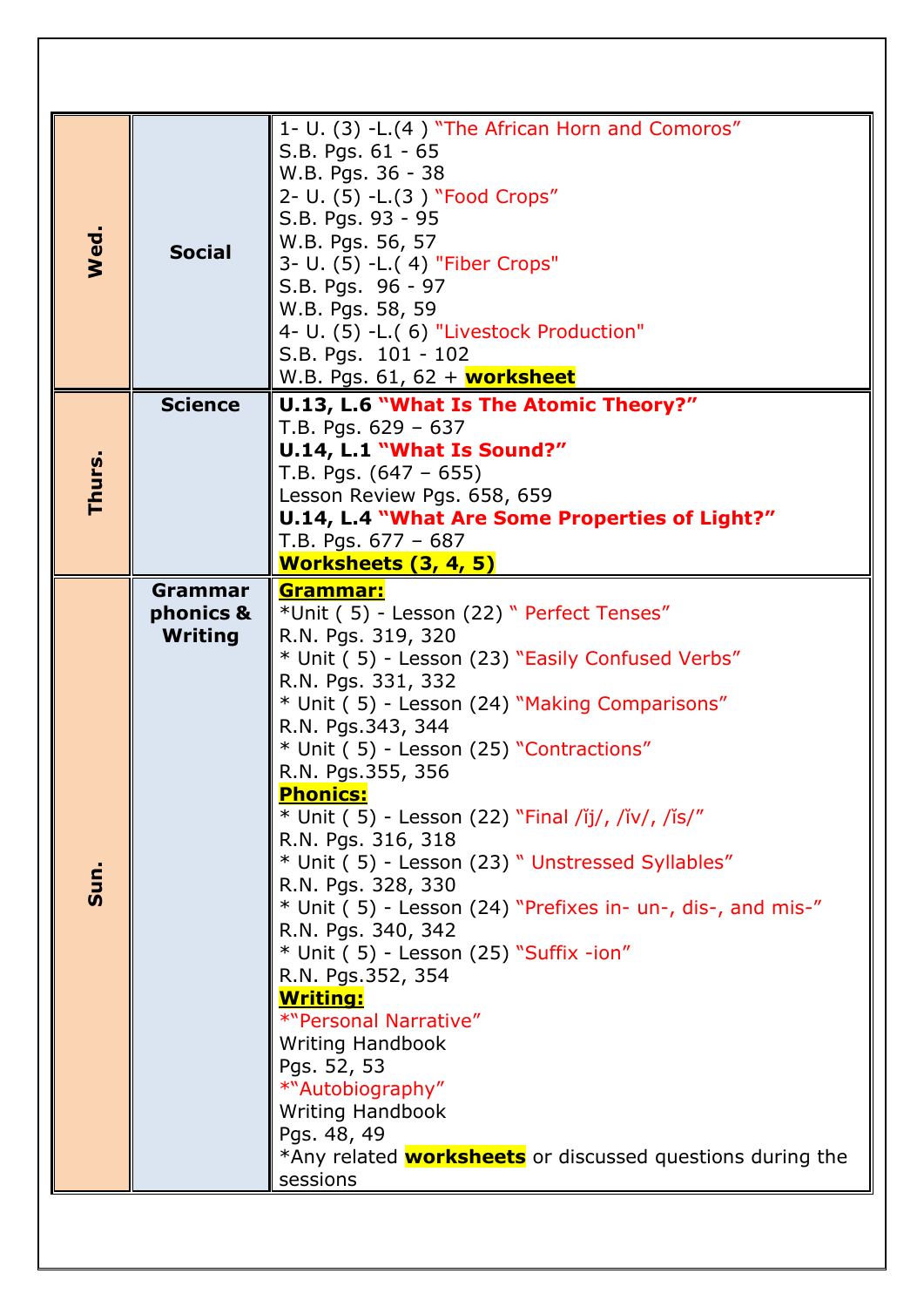| Wed. | Social | 1- U. (3) -L.(4 ) "The African Horn and Comoros"<br>S.B. Pgs. 61 - 65<br>W.B. Pgs. 36 - 38<br>2- U. (5) -L.(3 ) "Food Crops"<br>S.B. Pgs. 93 - 95<br>W.B. Pgs. 56, 57<br>3- U. (5) -L.( 4) "Fiber Crops"<br>S.B. Pgs. 96 - 97<br>W.B. Pgs. 58, 59<br>4- U. (5) -L.( 6) "Livestock Production"<br>S.B. Pgs. 101 - 102<br>W.B. Pgs. 61, 62 + **worksheet** |
|---|---|---|
| Thurs. | Science | **U.13, L.6 "What Is The Atomic Theory?"**<br>T.B. Pgs. 629 – 637<br>**U.14, L.1 "What Is Sound?"**<br>T.B. Pgs. (647 – 655)<br>Lesson Review Pgs. 658, 659<br>**U.14, L.4 "What Are Some Properties of Light?"**<br>T.B. Pgs. 677 – 687<br>**Worksheets (3, 4, 5)** |
| Sun. | Grammar phonics & Writing | **Grammar:**<br>*Unit ( 5) - Lesson (22) " Perfect Tenses"<br>R.N. Pgs. 319, 320<br>* Unit ( 5) - Lesson (23) "Easily Confused Verbs"<br>R.N. Pgs. 331, 332<br>* Unit ( 5) - Lesson (24) "Making Comparisons"<br>R.N. Pgs.343, 344<br>* Unit ( 5) - Lesson (25) "Contractions"<br>R.N. Pgs.355, 356<br>**Phonics:**<br>* Unit ( 5) - Lesson (22) "Final /ĭj/, /ĭv/, /ĭs/"<br>R.N. Pgs. 316, 318<br>* Unit ( 5) - Lesson (23) " Unstressed Syllables"<br>R.N. Pgs. 328, 330<br>* Unit ( 5) - Lesson (24) "Prefixes in- un-, dis-, and mis-"<br>R.N. Pgs. 340, 342<br>* Unit ( 5) - Lesson (25) "Suffix -ion"<br>R.N. Pgs.352, 354<br>**Writing:**<br>*"Personal Narrative"<br>Writing Handbook<br>Pgs. 52, 53<br>*"Autobiography"<br>Writing Handbook<br>Pgs. 48, 49<br>*Any related **worksheets** or discussed questions during the sessions |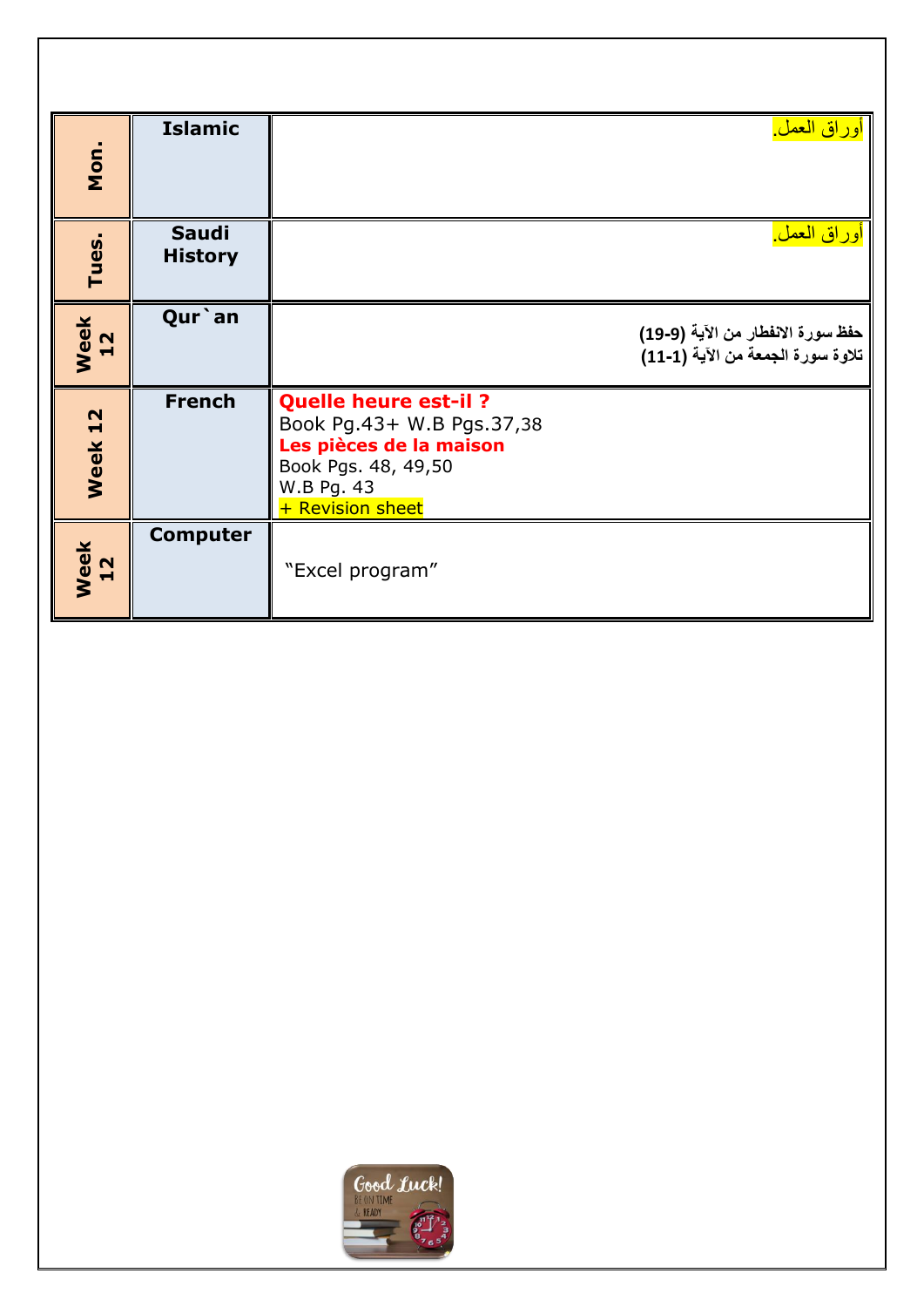| | | |
|---|---|---|
| Mon. | **Islamic** | أوراق العمل. |
| Tues. | **Saudi History** | أوراق العمل. |
| Week 12 | **Qur`an** | **حفظ سورة الانفطار من الآية (9-19)**<br>**تلاوة سورة الجمعة من الآية (1-11)** |
| Week 12 | **French** | **Quelle heure est-il ?**<br>Book Pg.43+ W.B Pgs.37,38<br>**Les pièces de la maison**<br>Book Pgs. 48, 49,50<br>W.B Pg. 43<br>+ Revision sheet |
| Week 12 | **Computer** | "Excel program" |